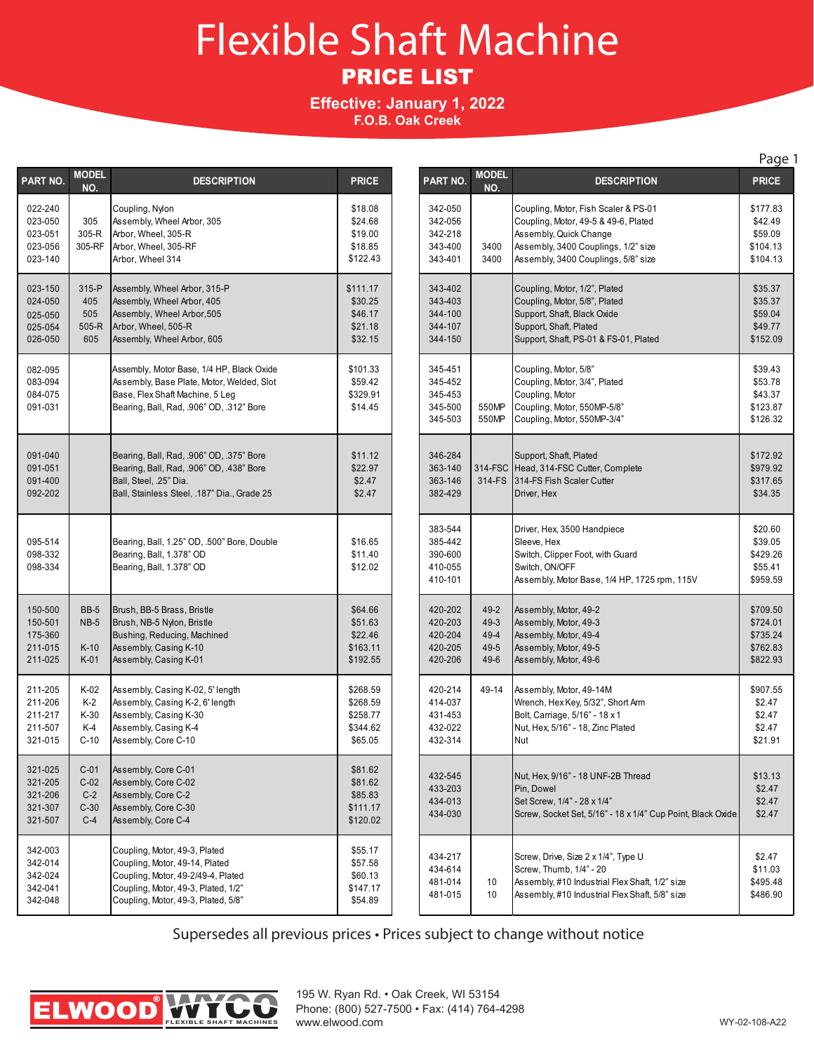# Flexible Shaft Machine

## PRICE LIST

**Effective: January 1, 2022**
**F.O.B. Oak Creek**

| PART NO. | MODEL NO. | DESCRIPTION | PRICE |
|---|---|---|---|
| 022-240 | | Coupling, Nylon | $18.08 |
| 023-050 | 305 | Assembly, Wheel Arbor, 305 | $24.68 |
| 023-051 | 305-R | Arbor, Wheel, 305-R | $19.00 |
| 023-056 | 305-RF | Arbor, Wheel, 305-RF | $18.85 |
| 023-140 | | Arbor, Wheel 314 | $122.43 |
| 023-150 | 315-P | Assembly, Wheel Arbor, 315-P | $111.17 |
| 024-050 | 405 | Assembly, Wheel Arbor, 405 | $30.25 |
| 025-050 | 505 | Assembly, Wheel Arbor,505 | $46.17 |
| 025-054 | 505-R | Arbor, Wheel, 505-R | $21.18 |
| 026-050 | 605 | Assembly, Wheel Arbor, 605 | $32.15 |
| 082-095 | | Assembly, Motor Base, 1/4 HP, Black Oxide | $101.33 |
| 083-094 | | Assembly, Base Plate, Motor, Welded, Slot | $59.42 |
| 084-075 | | Base, Flex Shaft Machine, 5 Leg | $329.91 |
| 091-031 | | Bearing, Ball, Rad, .906" OD, .312" Bore | $14.45 |
| 091-040 | | Bearing, Ball, Rad, .906" OD, .375" Bore | $11.12 |
| 091-051 | | Bearing, Ball, Rad, .906" OD, .438" Bore | $22.97 |
| 091-400 | | Ball, Steel, .25" Dia. | $2.47 |
| 092-202 | | Ball, Stainless Steel, .187" Dia., Grade 25 | $2.47 |
| 095-514 | | Bearing, Ball, 1.25" OD, .500" Bore, Double | $16.65 |
| 098-332 | | Bearing, Ball, 1.378" OD | $11.40 |
| 098-334 | | Bearing, Ball, 1.378" OD | $12.02 |
| 150-500 | BB-5 | Brush, BB-5 Brass, Bristle | $64.66 |
| 150-501 | NB-5 | Brush, NB-5 Nylon, Bristle | $51.63 |
| 175-360 | | Bushing, Reducing, Machined | $22.46 |
| 211-015 | K-10 | Assembly, Casing K-10 | $163.11 |
| 211-025 | K-01 | Assembly, Casing K-01 | $192.55 |
| 211-205 | K-02 | Assembly, Casing K-02, 5' length | $268.59 |
| 211-206 | K-2 | Assembly, Casing K-2, 6' length | $268.59 |
| 211-217 | K-30 | Assembly, Casing K-30 | $258.77 |
| 211-507 | K-4 | Assembly, Casing K-4 | $344.62 |
| 321-015 | C-10 | Assembly, Core C-10 | $65.05 |
| 321-025 | C-01 | Assembly, Core C-01 | $81.62 |
| 321-205 | C-02 | Assembly, Core C-02 | $81.62 |
| 321-206 | C-2 | Assembly, Core C-2 | $85.83 |
| 321-307 | C-30 | Assembly, Core C-30 | $111.17 |
| 321-507 | C-4 | Assembly, Core C-4 | $120.02 |
| 342-003 | | Coupling, Motor, 49-3, Plated | $55.17 |
| 342-014 | | Coupling, Motor, 49-14, Plated | $57.58 |
| 342-024 | | Coupling, Motor, 49-2/49-4, Plated | $60.13 |
| 342-041 | | Coupling, Motor, 49-3, Plated, 1/2" | $147.17 |
| 342-048 | | Coupling, Motor, 49-3, Plated, 5/8" | $54.89 |
| 342-050 | | Coupling, Motor, Fish Scaler & PS-01 | $177.83 |
| 342-056 | | Coupling, Motor, 49-5 & 49-6, Plated | $42.49 |
| 342-218 | | Assembly, Quick Change | $59.09 |
| 343-400 | 3400 | Assembly, 3400 Couplings, 1/2" size | $104.13 |
| 343-401 | 3400 | Assembly, 3400 Couplings, 5/8" size | $104.13 |
| 343-402 | | Coupling, Motor, 1/2", Plated | $35.37 |
| 343-403 | | Coupling, Motor, 5/8", Plated | $35.37 |
| 344-100 | | Support, Shaft, Black Oxide | $59.04 |
| 344-107 | | Support, Shaft, Plated | $49.77 |
| 344-150 | | Support, Shaft, PS-01 & FS-01, Plated | $152.09 |
| 345-451 | | Coupling, Motor, 5/8" | $39.43 |
| 345-452 | | Coupling, Motor, 3/4", Plated | $53.78 |
| 345-453 | | Coupling, Motor | $43.37 |
| 345-500 | 550MP | Coupling, Motor, 550MP-5/8" | $123.87 |
| 345-503 | 550MP | Coupling, Motor, 550MP-3/4" | $126.32 |
| 346-284 | | Support, Shaft, Plated | $172.92 |
| 363-140 | 314-FSC | Head, 314-FSC Cutter, Complete | $979.92 |
| 363-146 | 314-FS | 314-FS Fish Scaler Cutter | $317.65 |
| 382-429 | | Driver, Hex | $34.35 |
| 383-544 | | Driver, Hex, 3500 Handpiece | $20.60 |
| 385-442 | | Sleeve, Hex | $39.05 |
| 390-600 | | Switch, Clipper Foot, with Guard | $429.26 |
| 410-055 | | Switch, ON/OFF | $55.41 |
| 410-101 | | Assembly, Motor Base, 1/4 HP, 1725 rpm, 115V | $959.59 |
| 420-202 | 49-2 | Assembly, Motor, 49-2 | $709.50 |
| 420-203 | 49-3 | Assembly, Motor, 49-3 | $724.01 |
| 420-204 | 49-4 | Assembly, Motor, 49-4 | $735.24 |
| 420-205 | 49-5 | Assembly, Motor, 49-5 | $762.83 |
| 420-206 | 49-6 | Assembly, Motor, 49-6 | $822.93 |
| 420-214 | 49-14 | Assembly, Motor, 49-14M | $907.55 |
| 414-037 | | Wrench, Hex Key, 5/32", Short Arm | $2.47 |
| 431-453 | | Bolt, Carriage, 5/16" - 18 x 1 | $2.47 |
| 432-022 | | Nut, Hex, 5/16" - 18, Zinc Plated | $2.47 |
| 432-314 | | Nut | $21.91 |
| 432-545 | | Nut, Hex, 9/16" - 18 UNF-2B Thread | $13.13 |
| 433-203 | | Pin, Dowel | $2.47 |
| 434-013 | | Set Screw, 1/4" - 28 x 1/4" | $2.47 |
| 434-030 | | Screw, Socket Set, 5/16" - 18 x 1/4" Cup Point, Black Oxide | $2.47 |
| 434-217 | | Screw, Drive, Size 2 x 1/4", Type U | $2.47 |
| 434-614 | | Screw, Thumb, 1/4" - 20 | $11.03 |
| 481-014 | 10 | Assembly, #10 Industrial Flex Shaft, 1/2" size | $495.48 |
| 481-015 | 10 | Assembly, #10 Industrial Flex Shaft, 5/8" size | $486.90 |

Supersedes all previous prices • Prices subject to change without notice

ELWOOD® WYCO FLEXIBLE SHAFT MACHINES

195 W. Ryan Rd. • Oak Creek, WI 53154
Phone: (800) 527-7500 • Fax: (414) 764-4298
www.elwood.com

WY-02-108-A22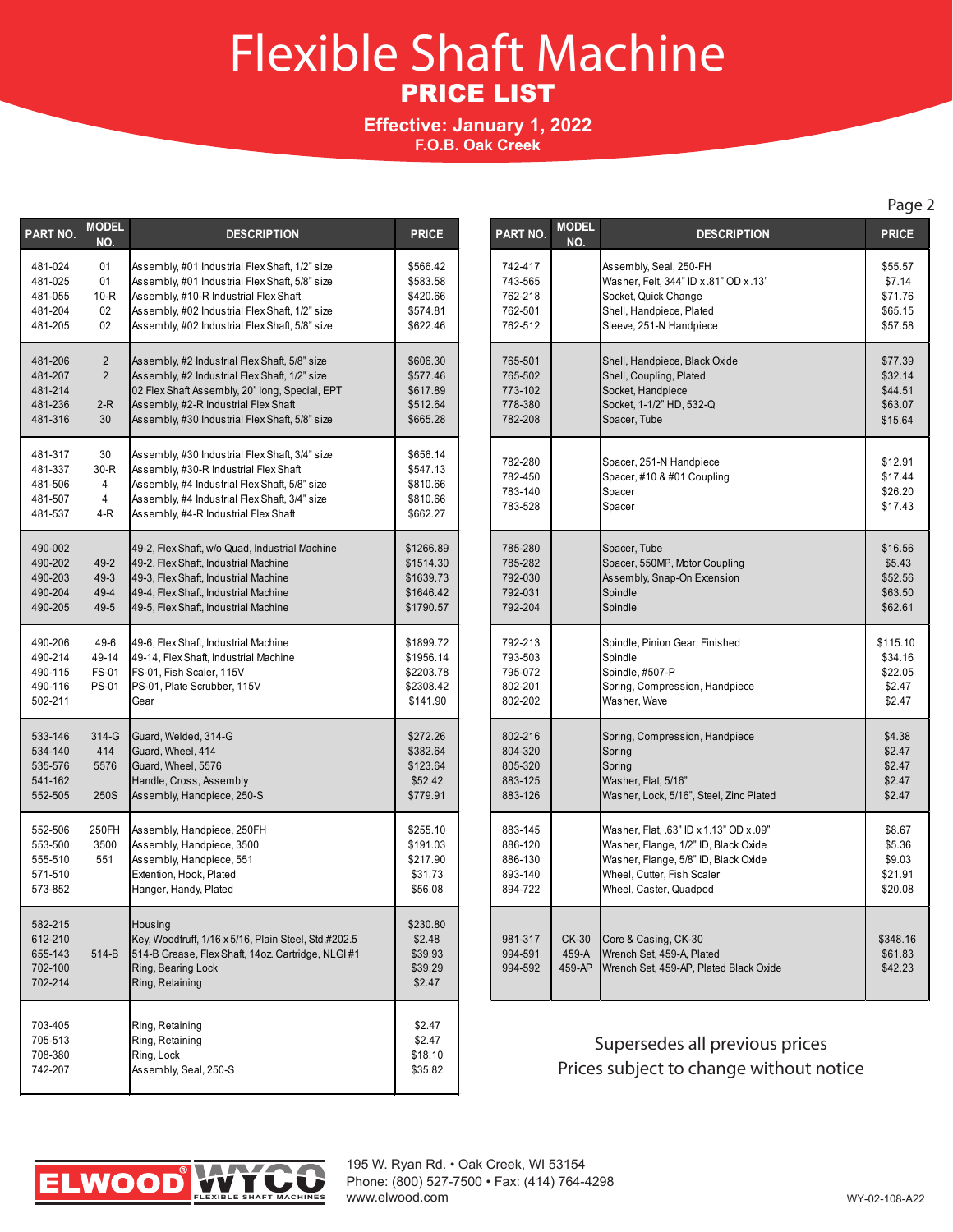# Flexible Shaft Machine

## PRICE LIST

**Effective: January 1, 2022**
**F.O.B. Oak Creek**

| PART NO. | MODEL NO. | DESCRIPTION | PRICE |
|---|---|---|---|
| 481-024 | 01 | Assembly, #01 Industrial Flex Shaft, 1/2" size | $566.42 |
| 481-025 | 01 | Assembly, #01 Industrial Flex Shaft, 5/8" size | $583.58 |
| 481-055 | 10-R | Assembly, #10-R Industrial Flex Shaft | $420.66 |
| 481-204 | 02 | Assembly, #02 Industrial Flex Shaft, 1/2" size | $574.81 |
| 481-205 | 02 | Assembly, #02 Industrial Flex Shaft, 5/8" size | $622.46 |
| 481-206 | 2 | Assembly, #2 Industrial Flex Shaft, 5/8" size | $606.30 |
| 481-207 | 2 | Assembly, #2 Industrial Flex Shaft, 1/2" size | $577.46 |
| 481-214 | | 02 Flex Shaft Assembly, 20" long, Special, EPT | $617.89 |
| 481-236 | 2-R | Assembly, #2-R Industrial Flex Shaft | $512.64 |
| 481-316 | 30 | Assembly, #30 Industrial Flex Shaft, 5/8" size | $665.28 |
| 481-317 | 30 | Assembly, #30 Industrial Flex Shaft, 3/4" size | $656.14 |
| 481-337 | 30-R | Assembly, #30-R Industrial Flex Shaft | $547.13 |
| 481-506 | 4 | Assembly, #4 Industrial Flex Shaft, 5/8" size | $810.66 |
| 481-507 | 4 | Assembly, #4 Industrial Flex Shaft, 3/4" size | $810.66 |
| 481-537 | 4-R | Assembly, #4-R Industrial Flex Shaft | $662.27 |
| 490-002 | | 49-2, Flex Shaft, w/o Quad, Industrial Machine | $1266.89 |
| 490-202 | 49-2 | 49-2, Flex Shaft, Industrial Machine | $1514.30 |
| 490-203 | 49-3 | 49-3, Flex Shaft, Industrial Machine | $1639.73 |
| 490-204 | 49-4 | 49-4, Flex Shaft, Industrial Machine | $1646.42 |
| 490-205 | 49-5 | 49-5, Flex Shaft, Industrial Machine | $1790.57 |
| 490-206 | 49-6 | 49-6, Flex Shaft, Industrial Machine | $1899.72 |
| 490-214 | 49-14 | 49-14, Flex Shaft, Industrial Machine | $1956.14 |
| 490-115 | FS-01 | FS-01, Fish Scaler, 115V | $2203.78 |
| 490-116 | PS-01 | PS-01, Plate Scrubber, 115V | $2308.42 |
| 502-211 | | Gear | $141.90 |
| 533-146 | 314-G | Guard, Welded, 314-G | $272.26 |
| 534-140 | 414 | Guard, Wheel, 414 | $382.64 |
| 535-576 | 5576 | Guard, Wheel, 5576 | $123.64 |
| 541-162 | | Handle, Cross, Assembly | $52.42 |
| 552-505 | 250S | Assembly, Handpiece, 250-S | $779.91 |
| 552-506 | 250FH | Assembly, Handpiece, 250FH | $255.10 |
| 553-500 | 3500 | Assembly, Handpiece, 3500 | $191.03 |
| 555-510 | 551 | Assembly, Handpiece, 551 | $217.90 |
| 571-510 | | Extention, Hook, Plated | $31.73 |
| 573-852 | | Hanger, Handy, Plated | $56.08 |
| 582-215 | | Housing | $230.80 |
| 612-210 | | Key, Woodfruff, 1/16 x 5/16, Plain Steel, Std.#202.5 | $2.48 |
| 655-143 | 514-B | 514-B Grease, Flex Shaft, 14oz. Cartridge, NLGI #1 | $39.93 |
| 702-100 | | Ring, Bearing Lock | $39.29 |
| 702-214 | | Ring, Retaining | $2.47 |
| 703-405 | | Ring, Retaining | $2.47 |
| 705-513 | | Ring, Retaining | $2.47 |
| 708-380 | | Ring, Lock | $18.10 |
| 742-207 | | Assembly, Seal, 250-S | $35.82 |
| 742-417 | | Assembly, Seal, 250-FH | $55.57 |
| 743-565 | | Washer, Felt, 344" ID x .81" OD x .13" | $7.14 |
| 762-218 | | Socket, Quick Change | $71.76 |
| 762-501 | | Shell, Handpiece, Plated | $65.15 |
| 762-512 | | Sleeve, 251-N Handpiece | $57.58 |
| 765-501 | | Shell, Handpiece, Black Oxide | $77.39 |
| 765-502 | | Shell, Coupling, Plated | $32.14 |
| 773-102 | | Socket, Handpiece | $44.51 |
| 778-380 | | Socket, 1-1/2" HD, 532-Q | $63.07 |
| 782-208 | | Spacer, Tube | $15.64 |
| 782-280 | | Spacer, 251-N Handpiece | $12.91 |
| 782-450 | | Spacer, #10 & #01 Coupling | $17.44 |
| 783-140 | | Spacer | $26.20 |
| 783-528 | | Spacer | $17.43 |
| 785-280 | | Spacer, Tube | $16.56 |
| 785-282 | | Spacer, 550MP, Motor Coupling | $5.43 |
| 792-030 | | Assembly, Snap-On Extension | $52.56 |
| 792-031 | | Spindle | $63.50 |
| 792-204 | | Spindle | $62.61 |
| 792-213 | | Spindle, Pinion Gear, Finished | $115.10 |
| 793-503 | | Spindle | $34.16 |
| 795-072 | | Spindle, #507-P | $22.05 |
| 802-201 | | Spring, Compression, Handpiece | $2.47 |
| 802-202 | | Washer, Wave | $2.47 |
| 802-216 | | Spring, Compression, Handpiece | $4.38 |
| 804-320 | | Spring | $2.47 |
| 805-320 | | Spring | $2.47 |
| 883-125 | | Washer, Flat, 5/16" | $2.47 |
| 883-126 | | Washer, Lock, 5/16", Steel, Zinc Plated | $2.47 |
| 883-145 | | Washer, Flat, .63" ID x 1.13" OD x .09" | $8.67 |
| 886-120 | | Washer, Flange, 1/2" ID, Black Oxide | $5.36 |
| 886-130 | | Washer, Flange, 5/8" ID, Black Oxide | $9.03 |
| 893-140 | | Wheel, Cutter, Fish Scaler | $21.91 |
| 894-722 | | Wheel, Caster, Quadpod | $20.08 |
| 981-317 | CK-30 | Core & Casing, CK-30 | $348.16 |
| 994-591 | 459-A | Wrench Set, 459-A, Plated | $61.83 |
| 994-592 | 459-AP | Wrench Set, 459-AP, Plated Black Oxide | $42.23 |

Supersedes all previous prices
Prices subject to change without notice

ELWOOD® WYCO FLEXIBLE SHAFT MACHINES

195 W. Ryan Rd. • Oak Creek, WI 53154
Phone: (800) 527-7500 • Fax: (414) 764-4298
www.elwood.com

WY-02-108-A22